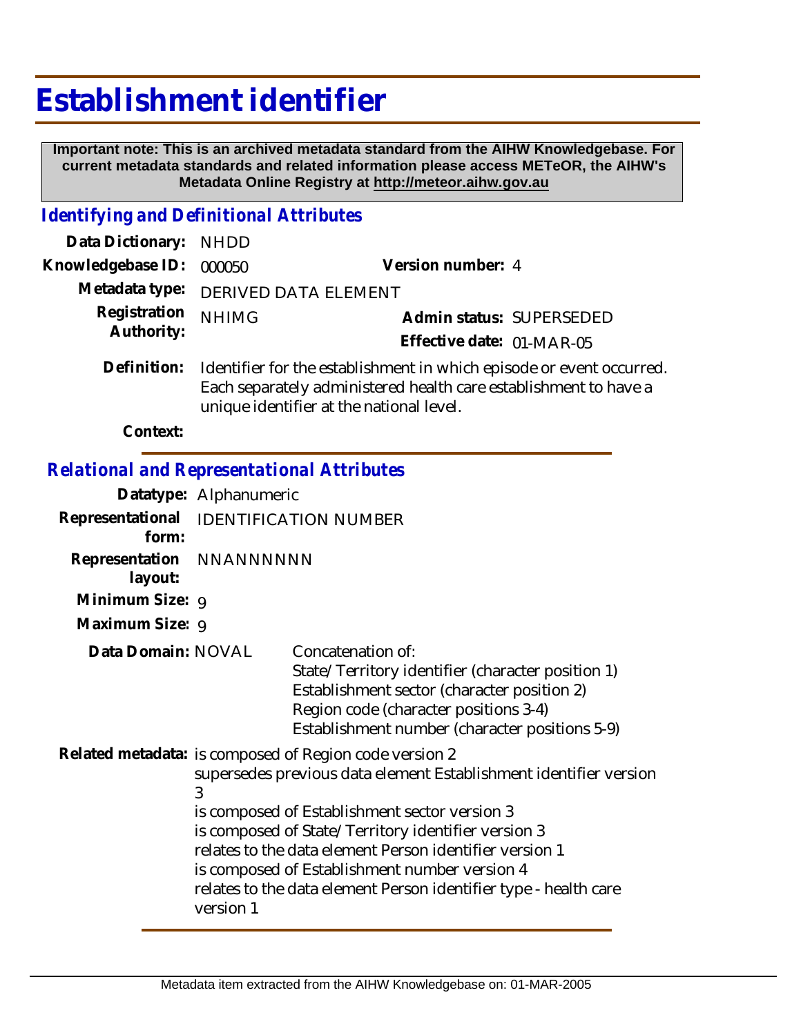# Establishment identifier

**Important note: This is an archived metadata standard from the AIHW Knowledgebase. For current metadata standards and related information please access METeOR, the AIHW's Metadata Online Registry at http://meteor.aihw.gov.au**

## *Identifying and Definitional Attributes*

**Data Dictionary:** NHDD

**Knowledgebase ID:** 000050

**Version number:** 4

**Metadata type:** DERIVED DATA ELEMENT

**Registration Authority:** NHIMG

**Admin status:** SUPERSEDED

**Effective date:** 01-MAR-05

**Definition:** Identifier for the establishment in which episode or event occurred. Each separately administered health care establishment to have a unique identifier at the national level.

**Context:**

## *Relational and Representational Attributes*

**Datatype:** Alphanumeric

**Representational form:** IDENTIFICATION NUMBER

**Representation layout:** NNANNNNNN

**Minimum Size:** 9

**Maximum Size:** 9

**Data Domain:** NOVAL

Concatenation of:
State/Territory identifier (character position 1)
Establishment sector (character position 2)
Region code (character positions 3-4)
Establishment number (character positions 5-9)

**Related metadata:**
is composed of Region code version 2
supersedes previous data element Establishment identifier version 3
is composed of Establishment sector version 3
is composed of State/Territory identifier version 3
relates to the data element Person identifier version 1
is composed of Establishment number version 4
relates to the data element Person identifier type - health care version 1

Metadata item extracted from the AIHW Knowledgebase on: 01-MAR-2005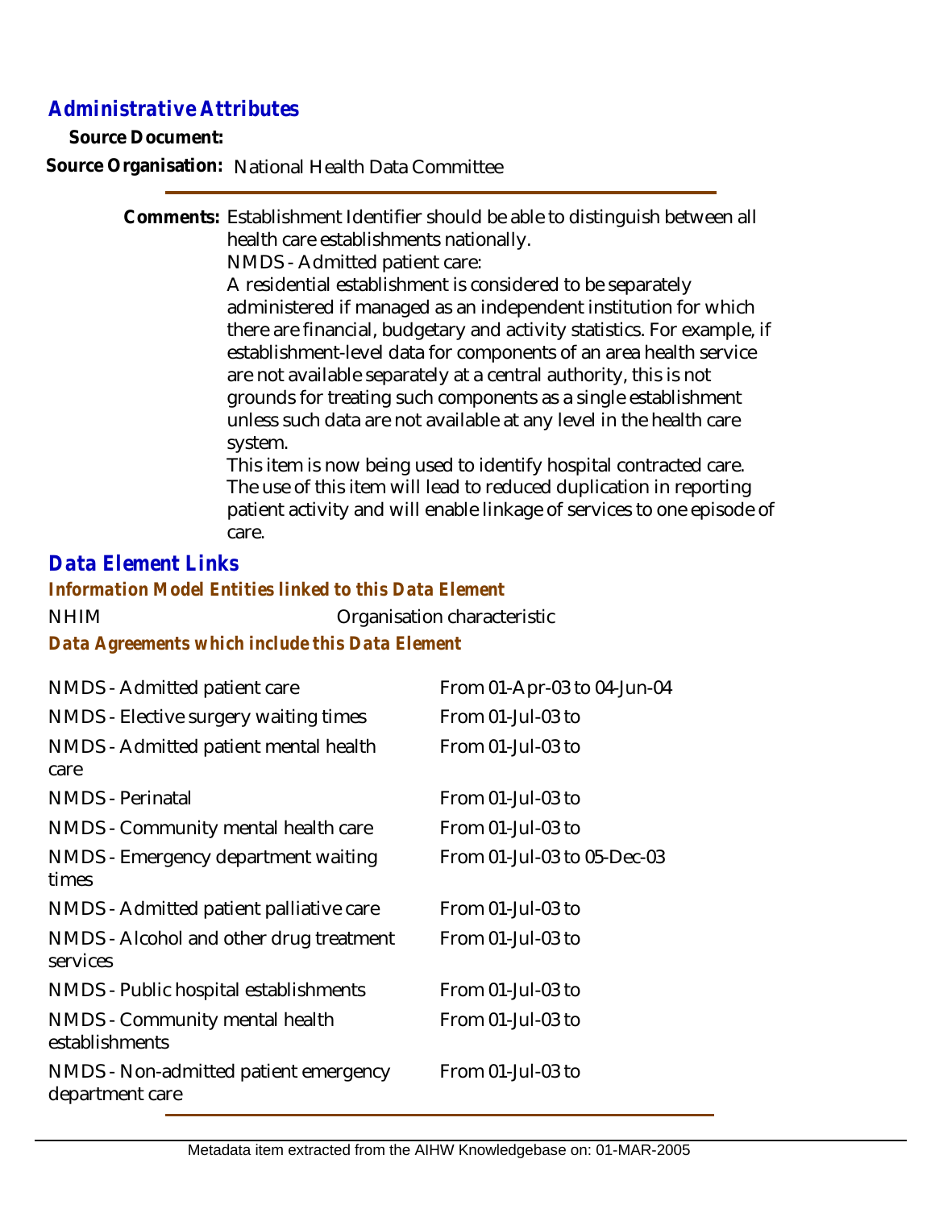## Administrative Attributes

**Source Document:**

**Source Organisation:** National Health Data Committee

**Comments:** Establishment Identifier should be able to distinguish between all health care establishments nationally.

NMDS - Admitted patient care:

A residential establishment is considered to be separately administered if managed as an independent institution for which there are financial, budgetary and activity statistics. For example, if establishment-level data for components of an area health service are not available separately at a central authority, this is not grounds for treating such components as a single establishment unless such data are not available at any level in the health care system.

This item is now being used to identify hospital contracted care. The use of this item will lead to reduced duplication in reporting patient activity and will enable linkage of services to one episode of care.

## Data Element Links

### Information Model Entities linked to this Data Element

| | |
|---|---|
| NHIM | Organisation characteristic |

### Data Agreements which include this Data Element

| | |
|---|---|
| NMDS - Admitted patient care | From 01-Apr-03 to 04-Jun-04 |
| NMDS - Elective surgery waiting times | From 01-Jul-03 to |
| NMDS - Admitted patient mental health care | From 01-Jul-03 to |
| NMDS - Perinatal | From 01-Jul-03 to |
| NMDS - Community mental health care | From 01-Jul-03 to |
| NMDS - Emergency department waiting times | From 01-Jul-03 to 05-Dec-03 |
| NMDS - Admitted patient palliative care | From 01-Jul-03 to |
| NMDS - Alcohol and other drug treatment services | From 01-Jul-03 to |
| NMDS - Public hospital establishments | From 01-Jul-03 to |
| NMDS - Community mental health establishments | From 01-Jul-03 to |
| NMDS - Non-admitted patient emergency department care | From 01-Jul-03 to |

Metadata item extracted from the AIHW Knowledgebase on: 01-MAR-2005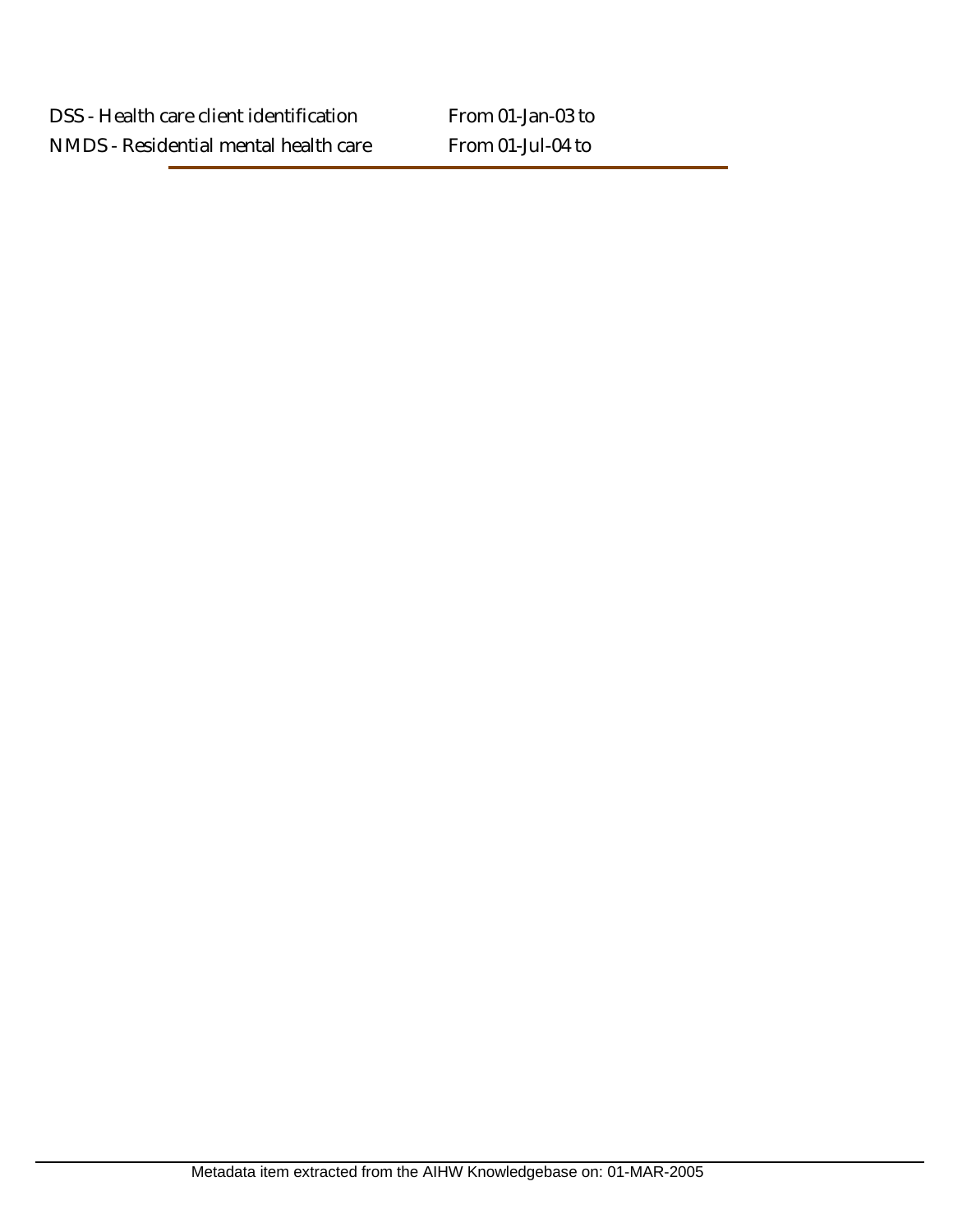| | |
|---|---|
| DSS - Health care client identification | From 01-Jan-03 to |
| NMDS - Residential mental health care | From 01-Jul-04 to |